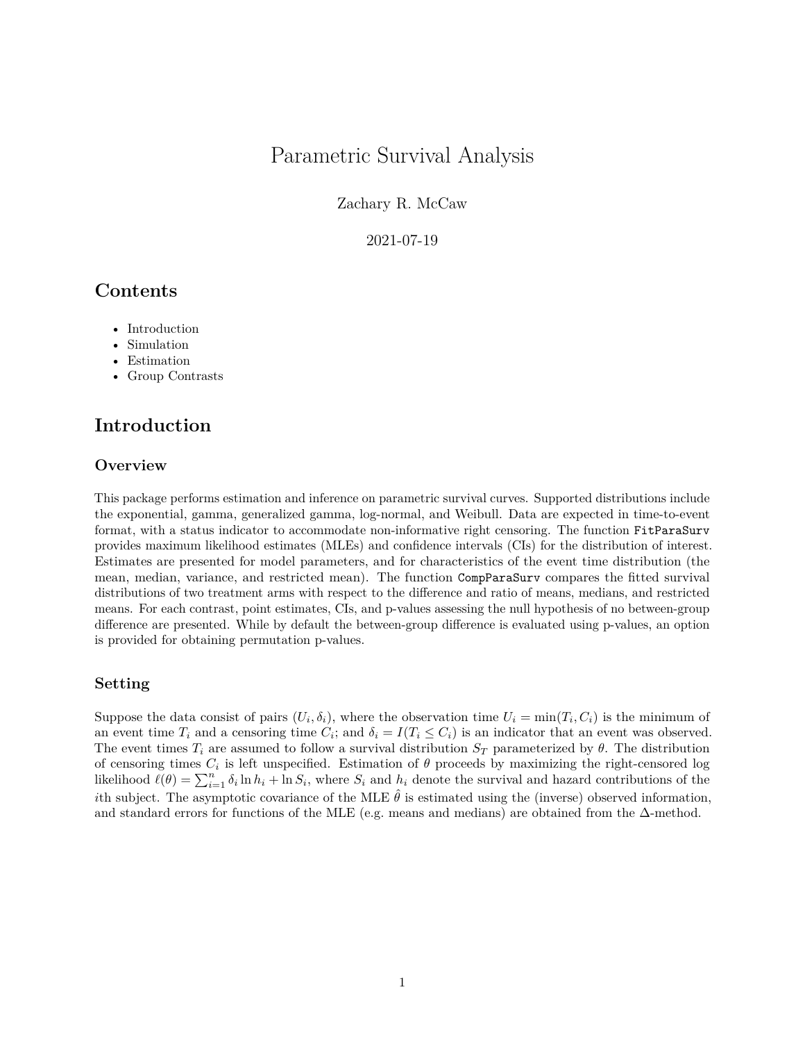# Parametric Survival Analysis

Zachary R. McCaw

2021-07-19

## Contents

- Introduction
- Simulation
- Estimation
- Group Contrasts

## Introduction

### Overview

This package performs estimation and inference on parametric survival curves. Supported distributions include the exponential, gamma, generalized gamma, log-normal, and Weibull. Data are expected in time-to-event format, with a status indicator to accommodate non-informative right censoring. The function `FitParaSurv` provides maximum likelihood estimates (MLEs) and confidence intervals (CIs) for the distribution of interest. Estimates are presented for model parameters, and for characteristics of the event time distribution (the mean, median, variance, and restricted mean). The function `CompParaSurv` compares the fitted survival distributions of two treatment arms with respect to the difference and ratio of means, medians, and restricted means. For each contrast, point estimates, CIs, and p-values assessing the null hypothesis of no between-group difference are presented. While by default the between-group difference is evaluated using p-values, an option is provided for obtaining permutation p-values.

### Setting

Suppose the data consist of pairs $(U_i, \delta_i)$, where the observation time $U_i = \min(T_i, C_i)$ is the minimum of an event time $T_i$ and a censoring time $C_i$; and $\delta_i = I(T_i \leq C_i)$ is an indicator that an event was observed. The event times $T_i$ are assumed to follow a survival distribution $S_T$ parameterized by $\theta$. The distribution of censoring times $C_i$ is left unspecified. Estimation of $\theta$ proceeds by maximizing the right-censored log likelihood $\ell(\theta) = \sum_{i=1}^{n} \delta_i \ln h_i + \ln S_i$, where $S_i$ and $h_i$ denote the survival and hazard contributions of the $i$th subject. The asymptotic covariance of the MLE $\hat{\theta}$ is estimated using the (inverse) observed information, and standard errors for functions of the MLE (e.g. means and medians) are obtained from the $\Delta$-method.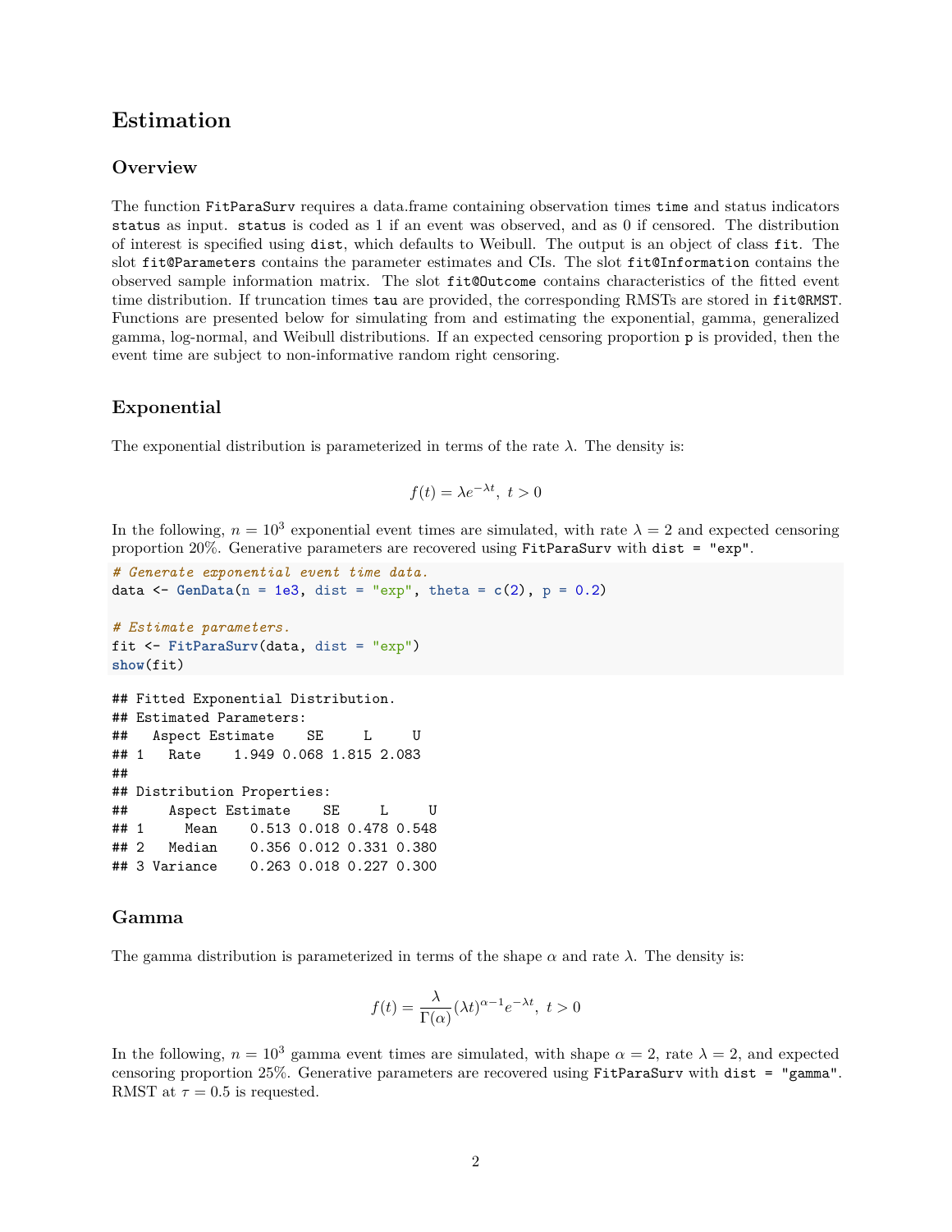# Estimation

## Overview

The function `FitParaSurv` requires a data.frame containing observation times `time` and status indicators `status` as input. `status` is coded as 1 if an event was observed, and as 0 if censored. The distribution of interest is specified using `dist`, which defaults to Weibull. The output is an object of class `fit`. The slot `fit@Parameters` contains the parameter estimates and CIs. The slot `fit@Information` contains the observed sample information matrix. The slot `fit@Outcome` contains characteristics of the fitted event time distribution. If truncation times `tau` are provided, the corresponding RMSTs are stored in `fit@RMST`. Functions are presented below for simulating from and estimating the exponential, gamma, generalized gamma, log-normal, and Weibull distributions. If an expected censoring proportion `p` is provided, then the event time are subject to non-informative random right censoring.

## Exponential

The exponential distribution is parameterized in terms of the rate $\lambda$. The density is:

$$f(t) = \lambda e^{-\lambda t},\ t > 0$$

In the following, $n = 10^3$ exponential event times are simulated, with rate $\lambda = 2$ and expected censoring proportion 20%. Generative parameters are recovered using `FitParaSurv` with `dist = "exp"`.

```
# Generate exponential event time data.
data <- GenData(n = 1e3, dist = "exp", theta = c(2), p = 0.2)

# Estimate parameters.
fit <- FitParaSurv(data, dist = "exp")
show(fit)
```

```
## Fitted Exponential Distribution.
## Estimated Parameters:
##   Aspect Estimate    SE     L     U
## 1   Rate    1.949 0.068 1.815 2.083
##
## Distribution Properties:
##     Aspect Estimate    SE     L     U
## 1     Mean    0.513 0.018 0.478 0.548
## 2   Median    0.356 0.012 0.331 0.380
## 3 Variance    0.263 0.018 0.227 0.300
```

## Gamma

The gamma distribution is parameterized in terms of the shape $\alpha$ and rate $\lambda$. The density is:

$$f(t) = \frac{\lambda}{\Gamma(\alpha)}(\lambda t)^{\alpha-1}e^{-\lambda t},\ t > 0$$

In the following, $n = 10^3$ gamma event times are simulated, with shape $\alpha = 2$, rate $\lambda = 2$, and expected censoring proportion 25%. Generative parameters are recovered using `FitParaSurv` with `dist = "gamma"`. RMST at $\tau = 0.5$ is requested.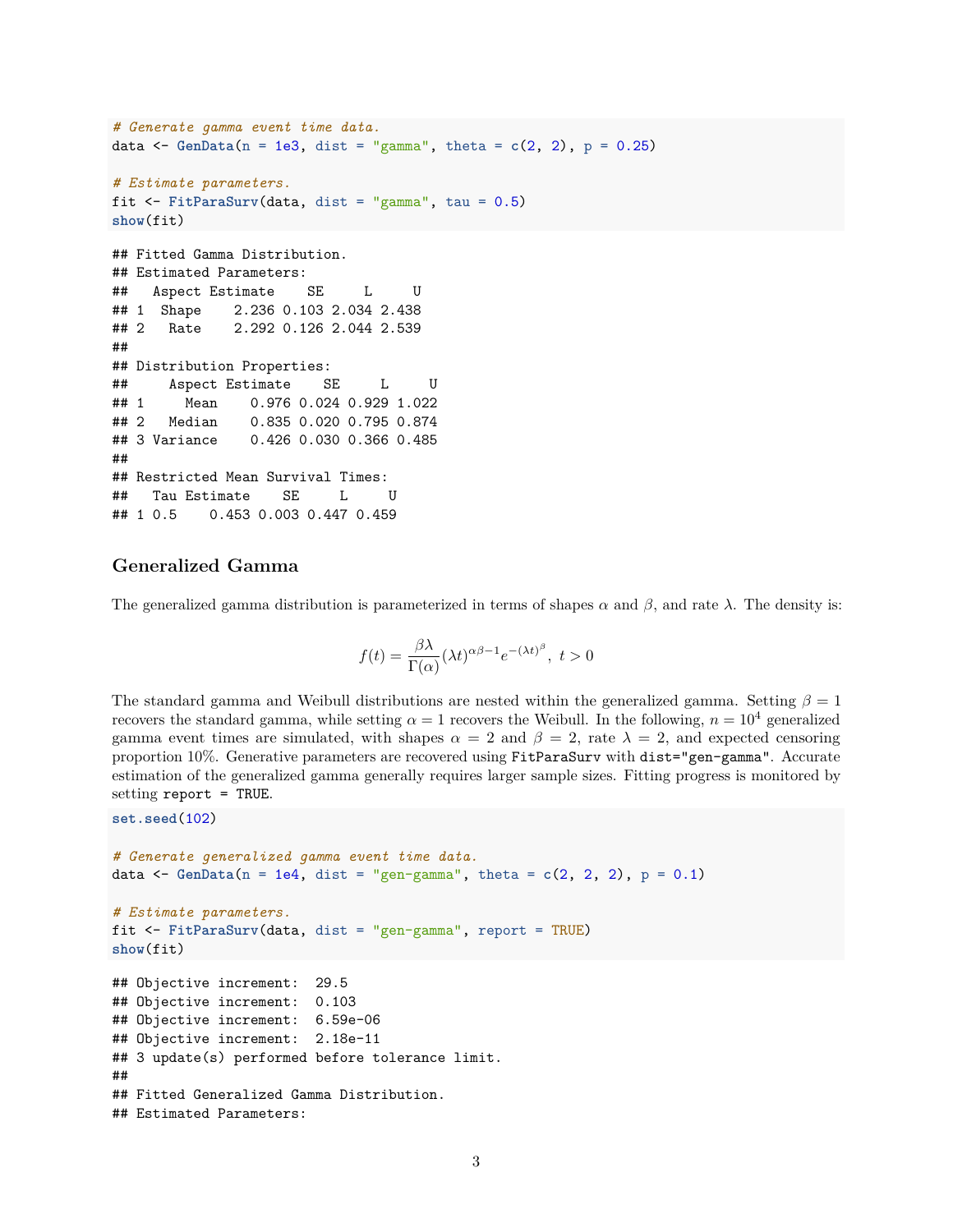```r
# Generate gamma event time data.
data <- GenData(n = 1e3, dist = "gamma", theta = c(2, 2), p = 0.25)

# Estimate parameters.
fit <- FitParaSurv(data, dist = "gamma", tau = 0.5)
show(fit)
```

```
## Fitted Gamma Distribution.
## Estimated Parameters:
##   Aspect Estimate    SE     L     U
## 1  Shape    2.236 0.103 2.034 2.438
## 2   Rate    2.292 0.126 2.044 2.539
## 
## Distribution Properties:
##     Aspect Estimate    SE     L     U
## 1     Mean    0.976 0.024 0.929 1.022
## 2   Median    0.835 0.020 0.795 0.874
## 3 Variance    0.426 0.030 0.366 0.485
## 
## Restricted Mean Survival Times:
##   Tau Estimate    SE     L     U
## 1 0.5    0.453 0.003 0.447 0.459
```

### Generalized Gamma

The generalized gamma distribution is parameterized in terms of shapes $\alpha$ and $\beta$, and rate $\lambda$. The density is:

$$f(t) = \frac{\beta\lambda}{\Gamma(\alpha)}(\lambda t)^{\alpha\beta-1}e^{-(\lambda t)^{\beta}},\ t > 0$$

The standard gamma and Weibull distributions are nested within the generalized gamma. Setting $\beta = 1$ recovers the standard gamma, while setting $\alpha = 1$ recovers the Weibull. In the following, $n = 10^4$ generalized gamma event times are simulated, with shapes $\alpha = 2$ and $\beta = 2$, rate $\lambda = 2$, and expected censoring proportion 10%. Generative parameters are recovered using `FitParaSurv` with `dist="gen-gamma"`. Accurate estimation of the generalized gamma generally requires larger sample sizes. Fitting progress is monitored by setting `report = TRUE`.

```r
set.seed(102)

# Generate generalized gamma event time data.
data <- GenData(n = 1e4, dist = "gen-gamma", theta = c(2, 2, 2), p = 0.1)

# Estimate parameters.
fit <- FitParaSurv(data, dist = "gen-gamma", report = TRUE)
show(fit)
```

```
## Objective increment:  29.5 
## Objective increment:  0.103 
## Objective increment:  6.59e-06 
## Objective increment:  2.18e-11 
## 3 update(s) performed before tolerance limit.
## 
## Fitted Generalized Gamma Distribution.
## Estimated Parameters:
```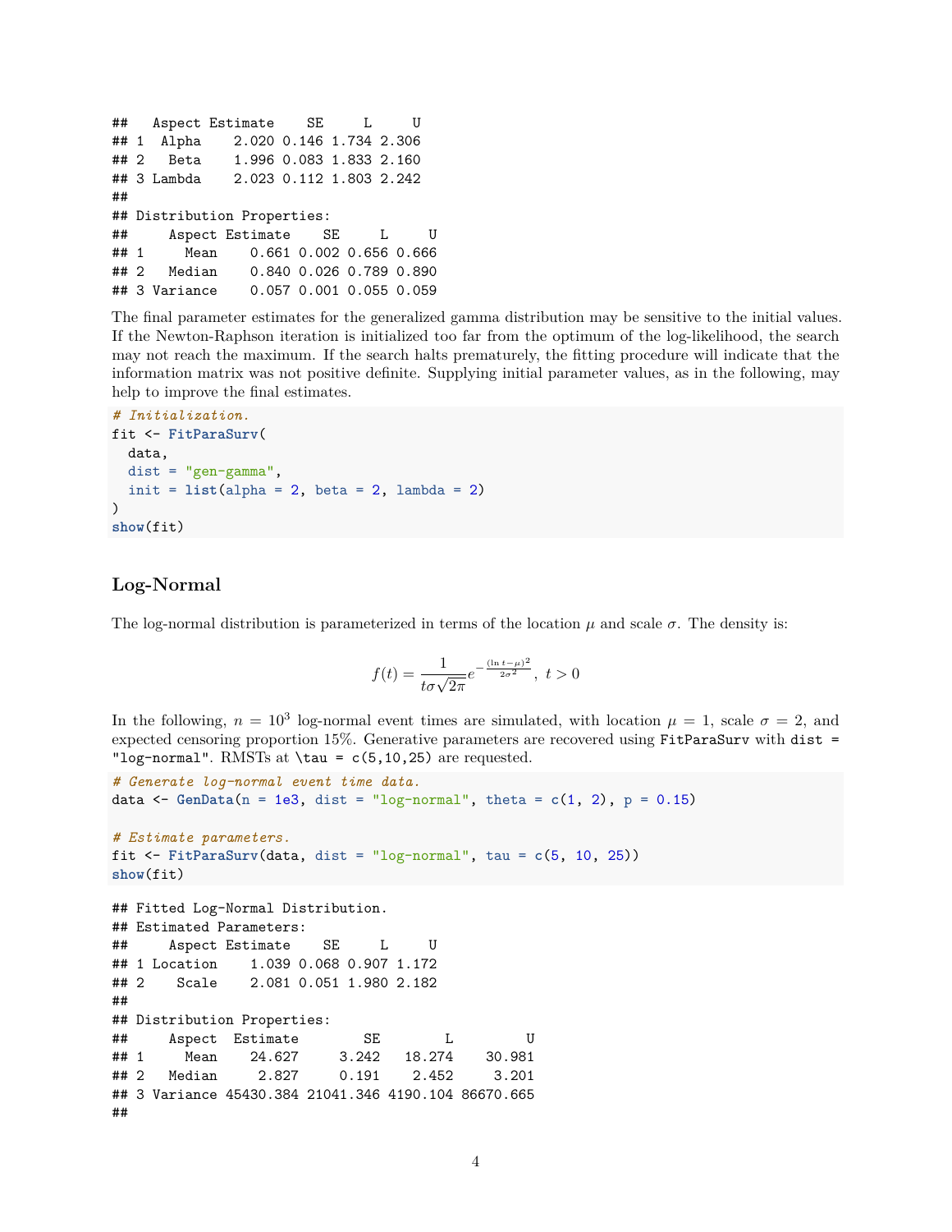```
##   Aspect Estimate    SE     L     U
## 1  Alpha    2.020 0.146 1.734 2.306
## 2   Beta    1.996 0.083 1.833 2.160
## 3 Lambda    2.023 0.112 1.803 2.242
##
## Distribution Properties:
##     Aspect Estimate    SE     L     U
## 1     Mean    0.661 0.002 0.656 0.666
## 2   Median    0.840 0.026 0.789 0.890
## 3 Variance    0.057 0.001 0.055 0.059
```

The final parameter estimates for the generalized gamma distribution may be sensitive to the initial values. If the Newton-Raphson iteration is initialized too far from the optimum of the log-likelihood, the search may not reach the maximum. If the search halts prematurely, the fitting procedure will indicate that the information matrix was not positive definite. Supplying initial parameter values, as in the following, may help to improve the final estimates.

```
# Initialization.
fit <- FitParaSurv(
  data,
  dist = "gen-gamma",
  init = list(alpha = 2, beta = 2, lambda = 2)
)
show(fit)
```

## Log-Normal

The log-normal distribution is parameterized in terms of the location $\mu$ and scale $\sigma$. The density is:

$$f(t) = \frac{1}{t\sigma\sqrt{2\pi}}e^{-\frac{(\ln t-\mu)^2}{2\sigma^2}},\ t > 0$$

In the following, $n = 10^3$ log-normal event times are simulated, with location $\mu = 1$, scale $\sigma = 2$, and expected censoring proportion 15%. Generative parameters are recovered using `FitParaSurv` with `dist = "log-normal"`. RMSTs at `\tau = c(5,10,25)` are requested.

```
# Generate log-normal event time data.
data <- GenData(n = 1e3, dist = "log-normal", theta = c(1, 2), p = 0.15)

# Estimate parameters.
fit <- FitParaSurv(data, dist = "log-normal", tau = c(5, 10, 25))
show(fit)
```

```
## Fitted Log-Normal Distribution.
## Estimated Parameters:
##     Aspect Estimate    SE     L     U
## 1 Location    1.039 0.068 0.907 1.172
## 2    Scale    2.081 0.051 1.980 2.182
##
## Distribution Properties:
##     Aspect  Estimate        SE        L         U
## 1     Mean    24.627     3.242   18.274    30.981
## 2   Median     2.827     0.191    2.452     3.201
## 3 Variance 45430.384 21041.346 4190.104 86670.665
##
```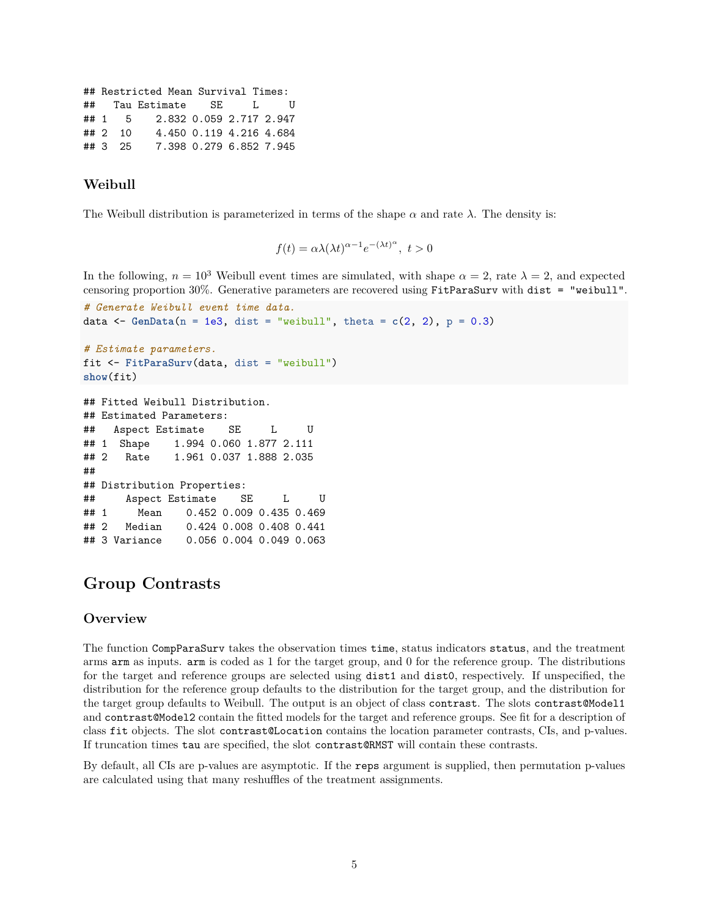```
## Restricted Mean Survival Times:
##   Tau Estimate    SE     L     U
## 1   5    2.832 0.059 2.717 2.947
## 2  10    4.450 0.119 4.216 4.684
## 3  25    7.398 0.279 6.852 7.945
```

### Weibull

The Weibull distribution is parameterized in terms of the shape $\alpha$ and rate $\lambda$. The density is:

$$f(t) = \alpha\lambda(\lambda t)^{\alpha-1}e^{-(\lambda t)^{\alpha}},\ t > 0$$

In the following, $n = 10^3$ Weibull event times are simulated, with shape $\alpha = 2$, rate $\lambda = 2$, and expected censoring proportion 30%. Generative parameters are recovered using `FitParaSurv` with `dist = "weibull"`.

```r
# Generate Weibull event time data.
data <- GenData(n = 1e3, dist = "weibull", theta = c(2, 2), p = 0.3)

# Estimate parameters.
fit <- FitParaSurv(data, dist = "weibull")
show(fit)
```

```
## Fitted Weibull Distribution.
## Estimated Parameters:
##   Aspect Estimate    SE     L     U
## 1  Shape    1.994 0.060 1.877 2.111
## 2   Rate    1.961 0.037 1.888 2.035
##
## Distribution Properties:
##     Aspect Estimate    SE     L     U
## 1     Mean    0.452 0.009 0.435 0.469
## 2   Median    0.424 0.008 0.408 0.441
## 3 Variance    0.056 0.004 0.049 0.063
```

## Group Contrasts

### Overview

The function `CompParaSurv` takes the observation times `time`, status indicators `status`, and the treatment arms `arm` as inputs. `arm` is coded as 1 for the target group, and 0 for the reference group. The distributions for the target and reference groups are selected using `dist1` and `dist0`, respectively. If unspecified, the distribution for the reference group defaults to the distribution for the target group, and the distribution for the target group defaults to Weibull. The output is an object of class `contrast`. The slots `contrast@Model1` and `contrast@Model2` contain the fitted models for the target and reference groups. See fit for a description of class `fit` objects. The slot `contrast@Location` contains the location parameter contrasts, CIs, and p-values. If truncation times `tau` are specified, the slot `contrast@RMST` will contain these contrasts.

By default, all CIs are p-values are asymptotic. If the `reps` argument is supplied, then permutation p-values are calculated using that many reshuffles of the treatment assignments.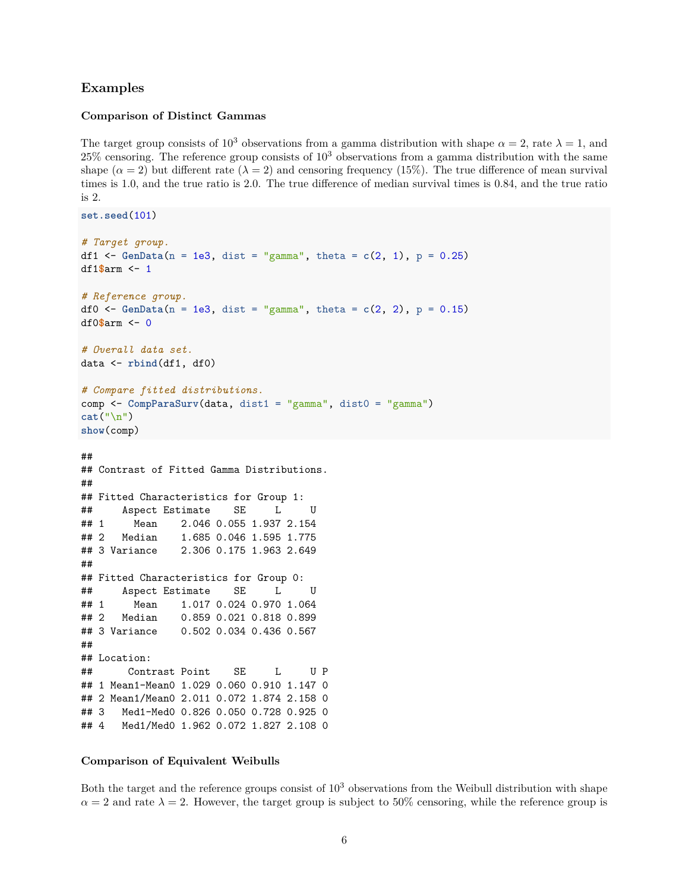## Examples

### Comparison of Distinct Gammas

The target group consists of $10^3$ observations from a gamma distribution with shape $\alpha = 2$, rate $\lambda = 1$, and 25% censoring. The reference group consists of $10^3$ observations from a gamma distribution with the same shape ($\alpha = 2$) but different rate ($\lambda = 2$) and censoring frequency (15%). The true difference of mean survival times is 1.0, and the true ratio is 2.0. The true difference of median survival times is 0.84, and the true ratio is 2.

```
set.seed(101)

# Target group.
df1 <- GenData(n = 1e3, dist = "gamma", theta = c(2, 1), p = 0.25)
df1$arm <- 1

# Reference group.
df0 <- GenData(n = 1e3, dist = "gamma", theta = c(2, 2), p = 0.15)
df0$arm <- 0

# Overall data set.
data <- rbind(df1, df0)

# Compare fitted distributions.
comp <- CompParaSurv(data, dist1 = "gamma", dist0 = "gamma")
cat("\n")
show(comp)
```

```
##
## Contrast of Fitted Gamma Distributions.
##
## Fitted Characteristics for Group 1:
##     Aspect Estimate    SE     L     U
## 1     Mean    2.046 0.055 1.937 2.154
## 2   Median    1.685 0.046 1.595 1.775
## 3 Variance    2.306 0.175 1.963 2.649
##
## Fitted Characteristics for Group 0:
##     Aspect Estimate    SE     L     U
## 1     Mean    1.017 0.024 0.970 1.064
## 2   Median    0.859 0.021 0.818 0.899
## 3 Variance    0.502 0.034 0.436 0.567
##
## Location:
##      Contrast Point    SE     L     U P
## 1 Mean1-Mean0 1.029 0.060 0.910 1.147 0
## 2 Mean1/Mean0 2.011 0.072 1.874 2.158 0
## 3   Med1-Med0 0.826 0.050 0.728 0.925 0
## 4   Med1/Med0 1.962 0.072 1.827 2.108 0
```

### Comparison of Equivalent Weibulls

Both the target and the reference groups consist of $10^3$ observations from the Weibull distribution with shape $\alpha = 2$ and rate $\lambda = 2$. However, the target group is subject to 50% censoring, while the reference group is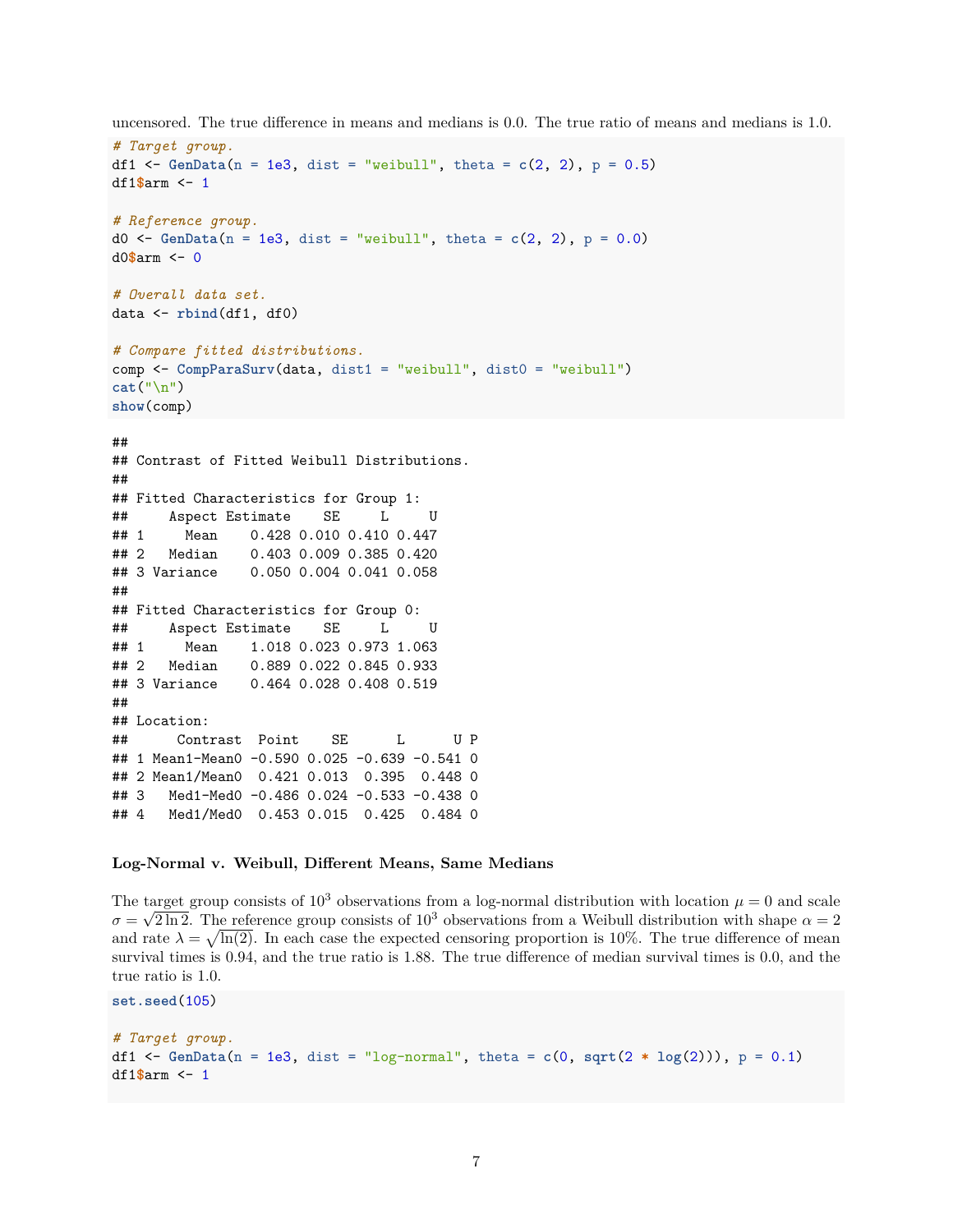uncensored. The true difference in means and medians is 0.0. The true ratio of means and medians is 1.0.

```
# Target group.
df1 <- GenData(n = 1e3, dist = "weibull", theta = c(2, 2), p = 0.5)
df1$arm <- 1

# Reference group.
d0 <- GenData(n = 1e3, dist = "weibull", theta = c(2, 2), p = 0.0)
d0$arm <- 0

# Overall data set.
data <- rbind(df1, df0)

# Compare fitted distributions.
comp <- CompParaSurv(data, dist1 = "weibull", dist0 = "weibull")
cat("\n")
show(comp)
```

```
##
## Contrast of Fitted Weibull Distributions.
##
## Fitted Characteristics for Group 1:
##     Aspect Estimate    SE     L     U
## 1     Mean    0.428 0.010 0.410 0.447
## 2   Median    0.403 0.009 0.385 0.420
## 3 Variance    0.050 0.004 0.041 0.058
##
## Fitted Characteristics for Group 0:
##     Aspect Estimate    SE     L     U
## 1     Mean    1.018 0.023 0.973 1.063
## 2   Median    0.889 0.022 0.845 0.933
## 3 Variance    0.464 0.028 0.408 0.519
##
## Location:
##      Contrast  Point    SE      L      U P
## 1 Mean1-Mean0 -0.590 0.025 -0.639 -0.541 0
## 2 Mean1/Mean0  0.421 0.013  0.395  0.448 0
## 3   Med1-Med0 -0.486 0.024 -0.533 -0.438 0
## 4   Med1/Med0  0.453 0.015  0.425  0.484 0
```

#### Log-Normal v. Weibull, Different Means, Same Medians

The target group consists of $10^3$ observations from a log-normal distribution with location $\mu = 0$ and scale $\sigma = \sqrt{2 \ln 2}$. The reference group consists of $10^3$ observations from a Weibull distribution with shape $\alpha = 2$ and rate $\lambda = \sqrt{\ln(2)}$. In each case the expected censoring proportion is 10%. The true difference of mean survival times is 0.94, and the true ratio is 1.88. The true difference of median survival times is 0.0, and the true ratio is 1.0.

```
set.seed(105)

# Target group.
df1 <- GenData(n = 1e3, dist = "log-normal", theta = c(0, sqrt(2 * log(2))), p = 0.1)
df1$arm <- 1
```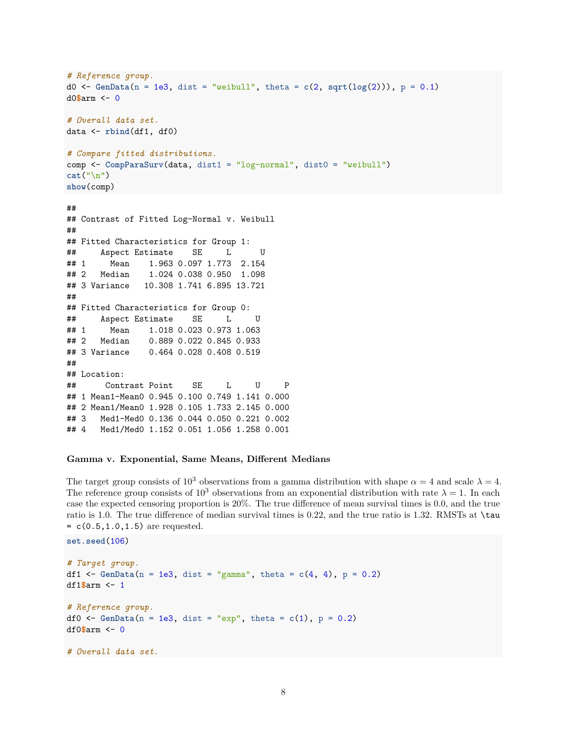```r
# Reference group.
d0 <- GenData(n = 1e3, dist = "weibull", theta = c(2, sqrt(log(2))), p = 0.1)
d0$arm <- 0

# Overall data set.
data <- rbind(df1, df0)

# Compare fitted distributions.
comp <- CompParaSurv(data, dist1 = "log-normal", dist0 = "weibull")
cat("\n")
show(comp)
```

```
##
## Contrast of Fitted Log-Normal v. Weibull
##
## Fitted Characteristics for Group 1:
##     Aspect Estimate    SE     L      U
## 1     Mean    1.963 0.097 1.773  2.154
## 2   Median    1.024 0.038 0.950  1.098
## 3 Variance   10.308 1.741 6.895 13.721
##
## Fitted Characteristics for Group 0:
##     Aspect Estimate    SE     L     U
## 1     Mean    1.018 0.023 0.973 1.063
## 2   Median    0.889 0.022 0.845 0.933
## 3 Variance    0.464 0.028 0.408 0.519
##
## Location:
##      Contrast Point    SE     L     U     P
## 1 Mean1-Mean0 0.945 0.100 0.749 1.141 0.000
## 2 Mean1/Mean0 1.928 0.105 1.733 2.145 0.000
## 3   Med1-Med0 0.136 0.044 0.050 0.221 0.002
## 4   Med1/Med0 1.152 0.051 1.056 1.258 0.001
```

#### Gamma v. Exponential, Same Means, Different Medians

The target group consists of $10^3$ observations from a gamma distribution with shape $\alpha = 4$ and scale $\lambda = 4$. The reference group consists of $10^3$ observations from an exponential distribution with rate $\lambda = 1$. In each case the expected censoring proportion is 20%. The true difference of mean survival times is 0.0, and the true ratio is 1.0. The true difference of median survival times is 0.22, and the true ratio is 1.32. RMSTs at `\tau = c(0.5,1.0,1.5)` are requested.

```r
set.seed(106)

# Target group.
df1 <- GenData(n = 1e3, dist = "gamma", theta = c(4, 4), p = 0.2)
df1$arm <- 1

# Reference group.
df0 <- GenData(n = 1e3, dist = "exp", theta = c(1), p = 0.2)
df0$arm <- 0

# Overall data set.
```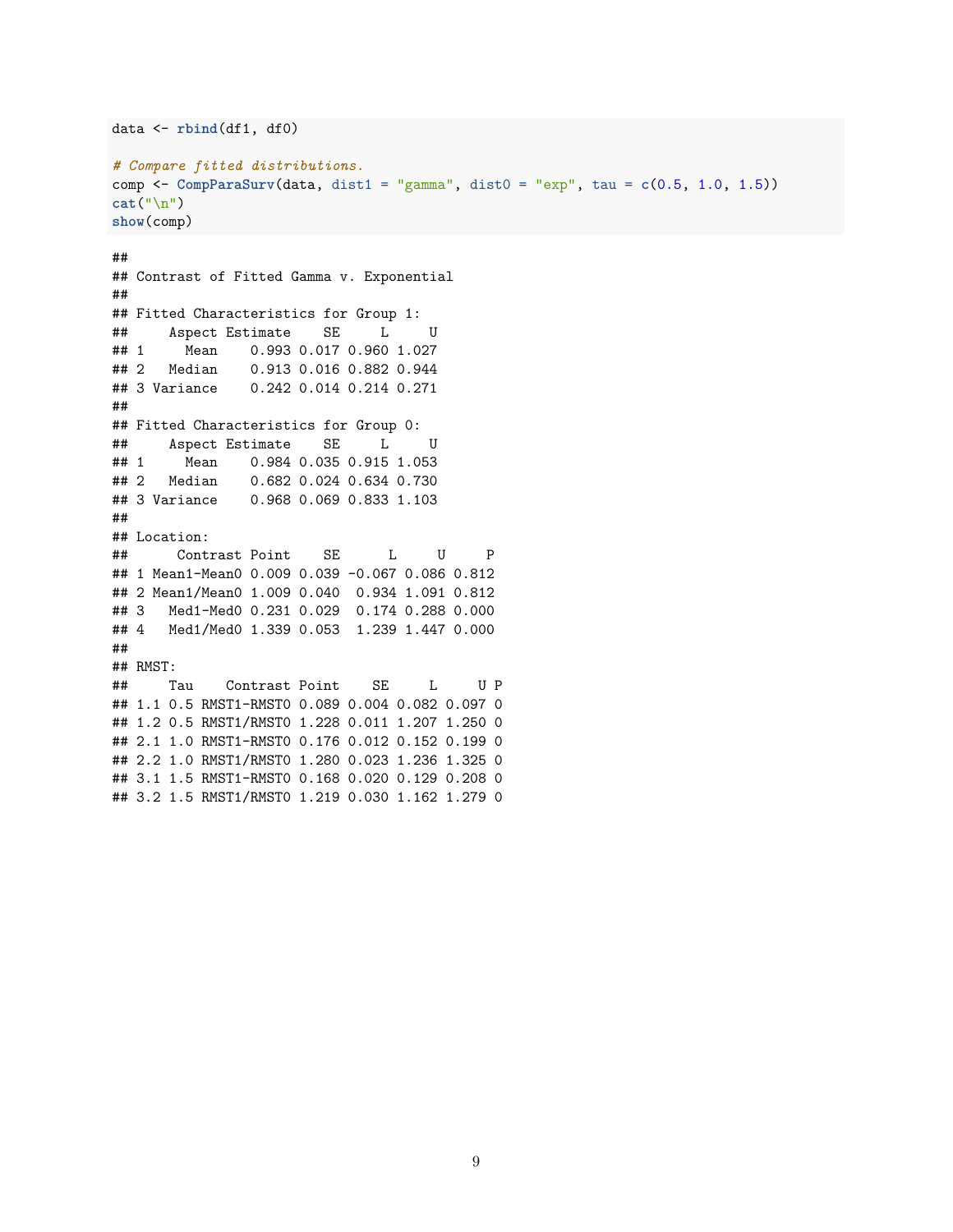```r
data <- rbind(df1, df0)

# Compare fitted distributions.
comp <- CompParaSurv(data, dist1 = "gamma", dist0 = "exp", tau = c(0.5, 1.0, 1.5))
cat("\n")
show(comp)
```

```
## 
## Contrast of Fitted Gamma v. Exponential
## 
## Fitted Characteristics for Group 1:
##     Aspect Estimate    SE     L     U
## 1     Mean    0.993 0.017 0.960 1.027
## 2   Median    0.913 0.016 0.882 0.944
## 3 Variance    0.242 0.014 0.214 0.271
## 
## Fitted Characteristics for Group 0:
##     Aspect Estimate    SE     L     U
## 1     Mean    0.984 0.035 0.915 1.053
## 2   Median    0.682 0.024 0.634 0.730
## 3 Variance    0.968 0.069 0.833 1.103
## 
## Location:
##      Contrast Point    SE      L     U     P
## 1 Mean1-Mean0 0.009 0.039 -0.067 0.086 0.812
## 2 Mean1/Mean0 1.009 0.040  0.934 1.091 0.812
## 3   Med1-Med0 0.231 0.029  0.174 0.288 0.000
## 4   Med1/Med0 1.339 0.053  1.239 1.447 0.000
## 
## RMST:
##     Tau    Contrast Point    SE     L     U P
## 1.1 0.5 RMST1-RMST0 0.089 0.004 0.082 0.097 0
## 1.2 0.5 RMST1/RMST0 1.228 0.011 1.207 1.250 0
## 2.1 1.0 RMST1-RMST0 0.176 0.012 0.152 0.199 0
## 2.2 1.0 RMST1/RMST0 1.280 0.023 1.236 1.325 0
## 3.1 1.5 RMST1-RMST0 0.168 0.020 0.129 0.208 0
## 3.2 1.5 RMST1/RMST0 1.219 0.030 1.162 1.279 0
```